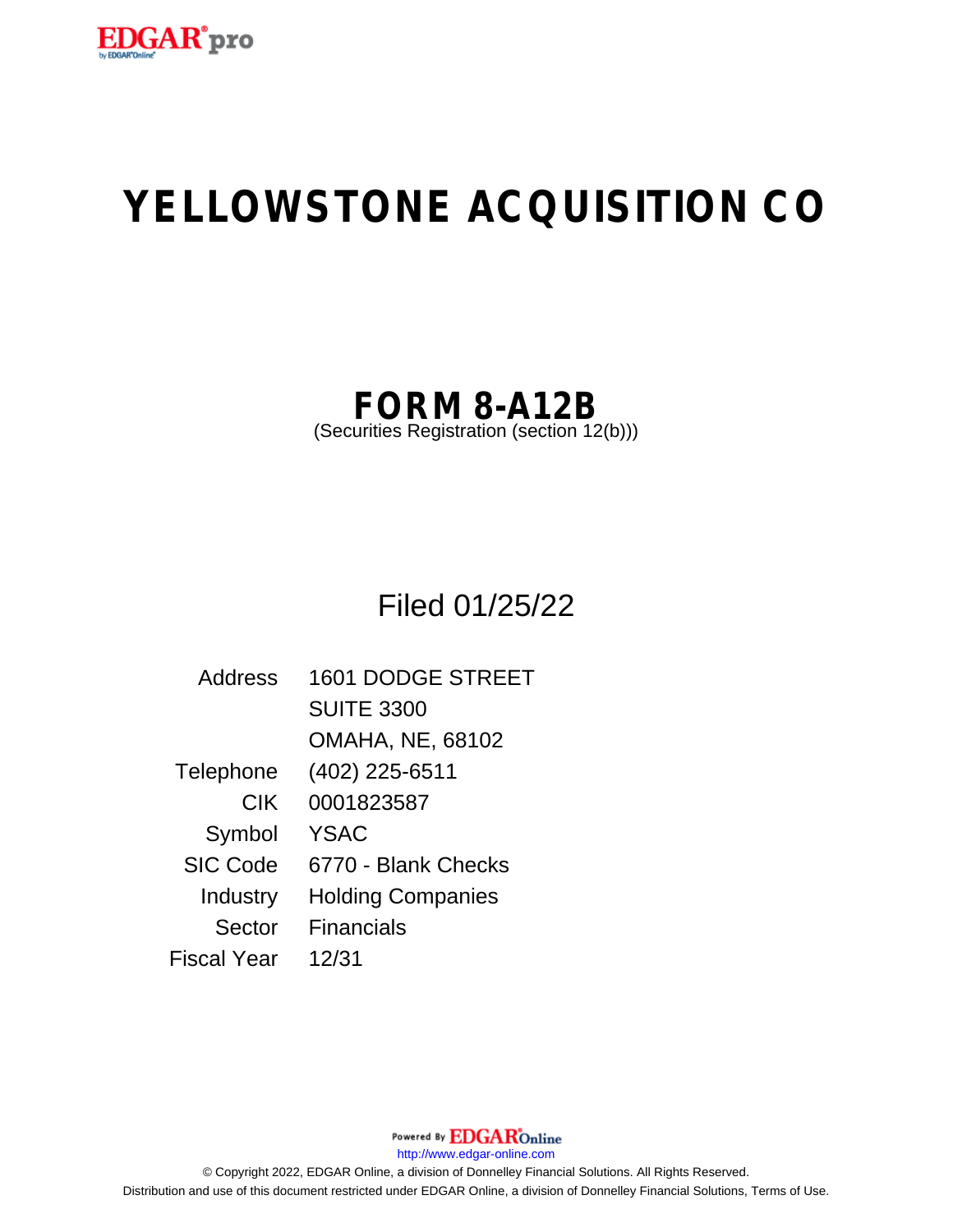# YELLOWSTONE ACQUISITION CO

## FORM 8-A12B

(Securities Registration (section 12(b)))

Filed 01/25/22

| | |
|---|---|
| Address | 1601 DODGE STREET<br>SUITE 3300<br>OMAHA, NE, 68102 |
| Telephone | (402) 225-6511 |
| CIK | 0001823587 |
| Symbol | YSAC |
| SIC Code | 6770 - Blank Checks |
| Industry | Holding Companies |
| Sector | Financials |
| Fiscal Year | 12/31 |

Powered By EDGAR Online

http://www.edgar-online.com

© Copyright 2022, EDGAR Online, a division of Donnelley Financial Solutions. All Rights Reserved.
Distribution and use of this document restricted under EDGAR Online, a division of Donnelley Financial Solutions, Terms of Use.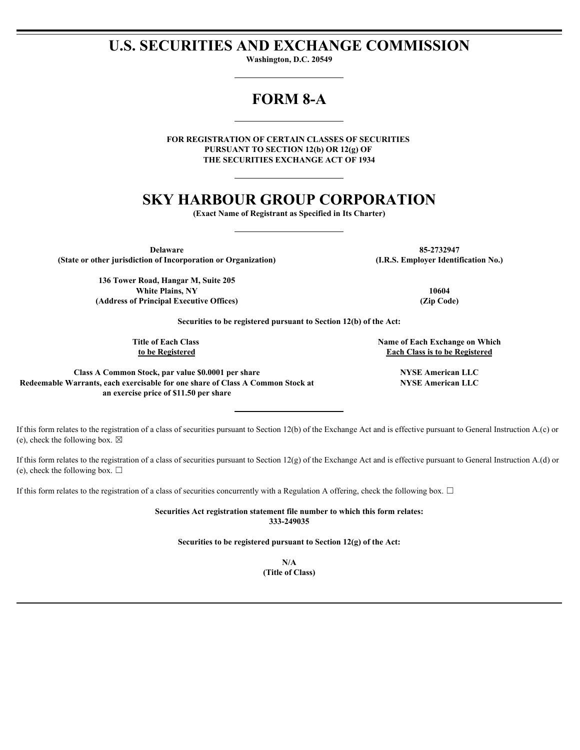# U.S. SECURITIES AND EXCHANGE COMMISSION

**Washington, D.C. 20549**

# FORM 8-A

**FOR REGISTRATION OF CERTAIN CLASSES OF SECURITIES PURSUANT TO SECTION 12(b) OR 12(g) OF THE SECURITIES EXCHANGE ACT OF 1934**

# SKY HARBOUR GROUP CORPORATION

**(Exact Name of Registrant as Specified in Its Charter)**

| | |
|---|---|
| **Delaware** | **85-2732947** |
| **(State or other jurisdiction of Incorporation or Organization)** | **(I.R.S. Employer Identification No.)** |
| **136 Tower Road, Hangar M, Suite 205**<br>**White Plains, NY** | **10604** |
| **(Address of Principal Executive Offices)** | **(Zip Code)** |

**Securities to be registered pursuant to Section 12(b) of the Act:**

| Title of Each Class to be Registered | Name of Each Exchange on Which Each Class is to be Registered |
|---|---|
| **Class A Common Stock, par value $0.0001 per share** | **NYSE American LLC** |
| **Redeemable Warrants, each exercisable for one share of Class A Common Stock at an exercise price of $11.50 per share** | **NYSE American LLC** |

If this form relates to the registration of a class of securities pursuant to Section 12(b) of the Exchange Act and is effective pursuant to General Instruction A.(c) or (e), check the following box. ☒

If this form relates to the registration of a class of securities pursuant to Section 12(g) of the Exchange Act and is effective pursuant to General Instruction A.(d) or (e), check the following box. ☐

If this form relates to the registration of a class of securities concurrently with a Regulation A offering, check the following box. ☐

**Securities Act registration statement file number to which this form relates:**
**333-249035**

**Securities to be registered pursuant to Section 12(g) of the Act:**

**N/A**
**(Title of Class)**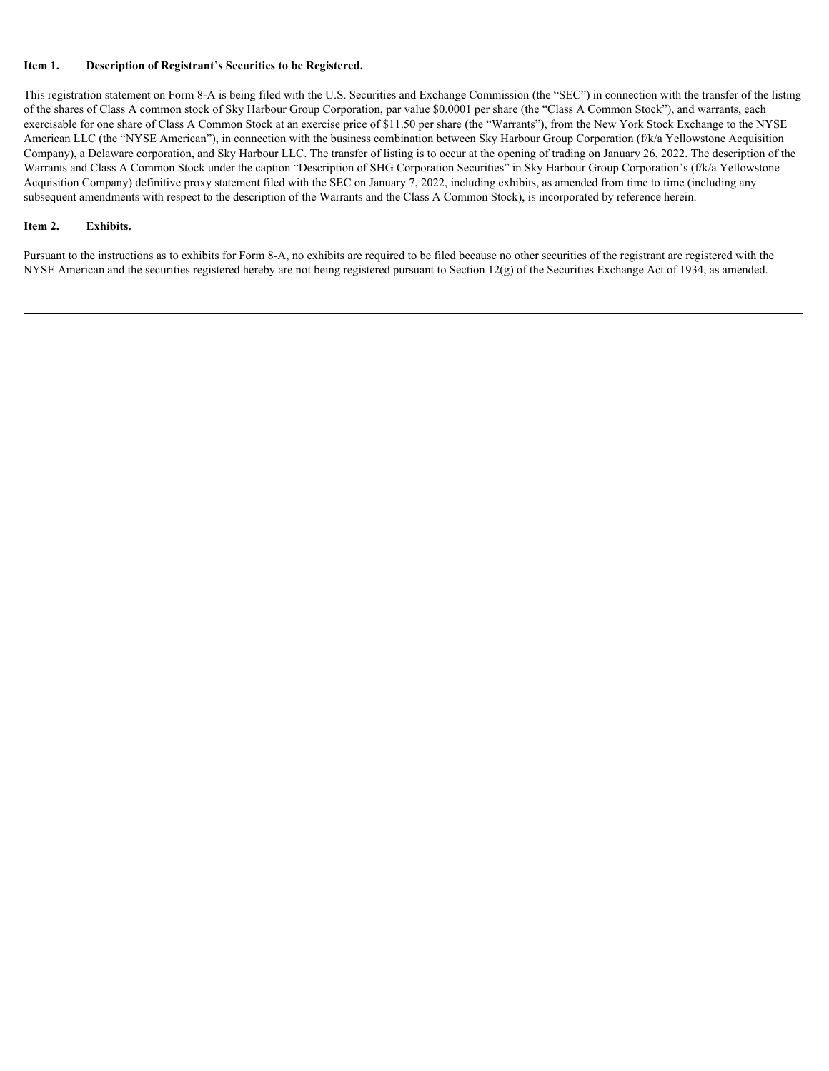**Item 1. Description of Registrant's Securities to be Registered.**

This registration statement on Form 8-A is being filed with the U.S. Securities and Exchange Commission (the "SEC") in connection with the transfer of the listing of the shares of Class A common stock of Sky Harbour Group Corporation, par value $0.0001 per share (the "Class A Common Stock"), and warrants, each exercisable for one share of Class A Common Stock at an exercise price of $11.50 per share (the "Warrants"), from the New York Stock Exchange to the NYSE American LLC (the "NYSE American"), in connection with the business combination between Sky Harbour Group Corporation (f/k/a Yellowstone Acquisition Company), a Delaware corporation, and Sky Harbour LLC. The transfer of listing is to occur at the opening of trading on January 26, 2022. The description of the Warrants and Class A Common Stock under the caption "Description of SHG Corporation Securities" in Sky Harbour Group Corporation's (f/k/a Yellowstone Acquisition Company) definitive proxy statement filed with the SEC on January 7, 2022, including exhibits, as amended from time to time (including any subsequent amendments with respect to the description of the Warrants and the Class A Common Stock), is incorporated by reference herein.

**Item 2. Exhibits.**

Pursuant to the instructions as to exhibits for Form 8-A, no exhibits are required to be filed because no other securities of the registrant are registered with the NYSE American and the securities registered hereby are not being registered pursuant to Section 12(g) of the Securities Exchange Act of 1934, as amended.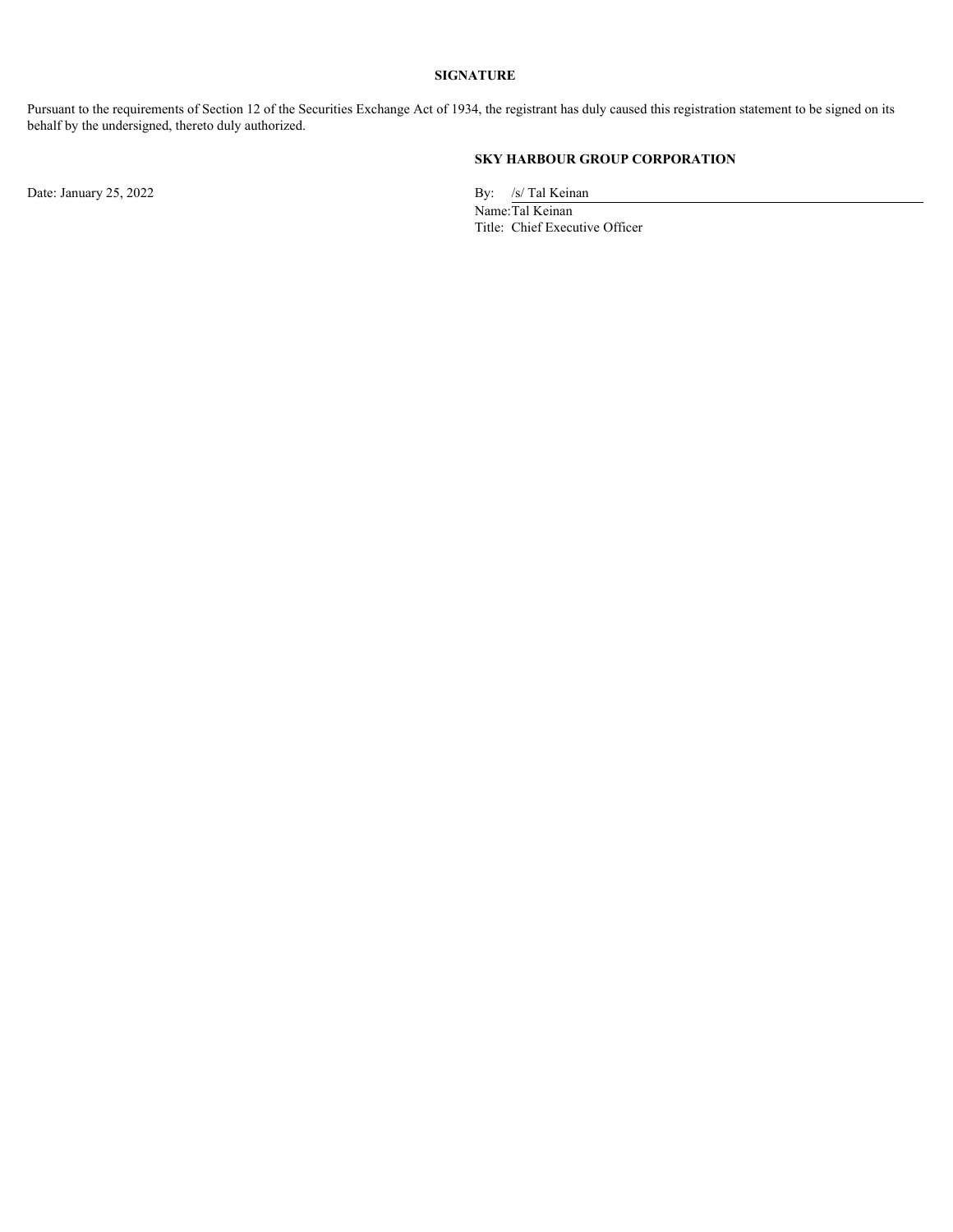**SIGNATURE**

Pursuant to the requirements of Section 12 of the Securities Exchange Act of 1934, the registrant has duly caused this registration statement to be signed on its behalf by the undersigned, thereto duly authorized.

**SKY HARBOUR GROUP CORPORATION**

Date: January 25, 2022

By: /s/ Tal Keinan
Name: Tal Keinan
Title: Chief Executive Officer